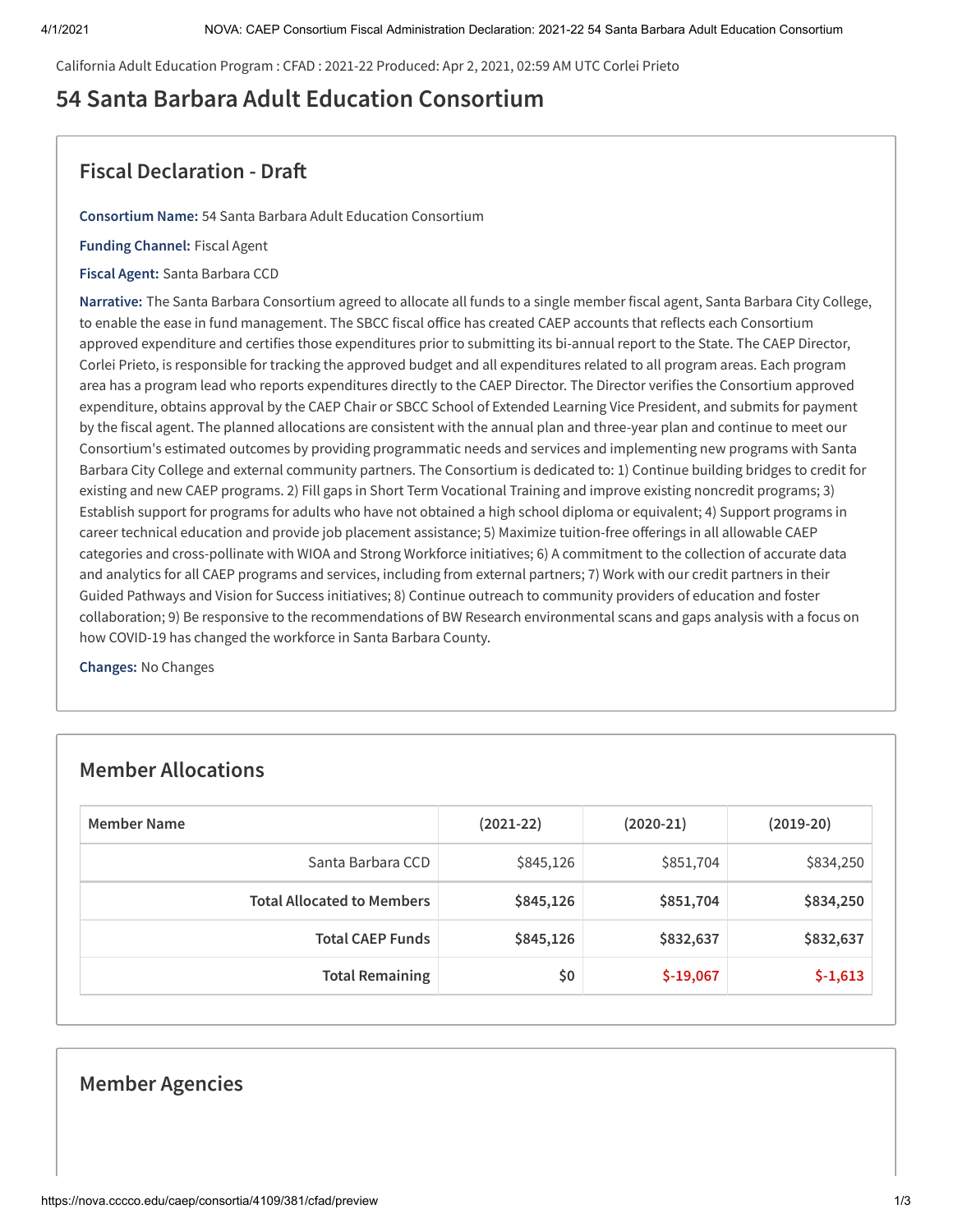California Adult Education Program : CFAD : 2021-22 Produced: Apr 2, 2021, 02:59 AM UTC Corlei Prieto

# 54 Santa Barbara Adult Education Consortium

## Fiscal Declaration - Draft

**Consortium Name:** 54 Santa Barbara Adult Education Consortium

**Funding Channel:** Fiscal Agent

**Fiscal Agent:** Santa Barbara CCD

**Narrative:** The Santa Barbara Consortium agreed to allocate all funds to a single member fiscal agent, Santa Barbara City College, to enable the ease in fund management. The SBCC fiscal office has created CAEP accounts that reflects each Consortium approved expenditure and certifies those expenditures prior to submitting its bi-annual report to the State. The CAEP Director, Corlei Prieto, is responsible for tracking the approved budget and all expenditures related to all program areas. Each program area has a program lead who reports expenditures directly to the CAEP Director. The Director verifies the Consortium approved expenditure, obtains approval by the CAEP Chair or SBCC School of Extended Learning Vice President, and submits for payment by the fiscal agent. The planned allocations are consistent with the annual plan and three-year plan and continue to meet our Consortium's estimated outcomes by providing programmatic needs and services and implementing new programs with Santa Barbara City College and external community partners. The Consortium is dedicated to: 1) Continue building bridges to credit for existing and new CAEP programs. 2) Fill gaps in Short Term Vocational Training and improve existing noncredit programs; 3) Establish support for programs for adults who have not obtained a high school diploma or equivalent; 4) Support programs in career technical education and provide job placement assistance; 5) Maximize tuition-free offerings in all allowable CAEP categories and cross-pollinate with WIOA and Strong Workforce initiatives; 6) A commitment to the collection of accurate data and analytics for all CAEP programs and services, including from external partners; 7) Work with our credit partners in their Guided Pathways and Vision for Success initiatives; 8) Continue outreach to community providers of education and foster collaboration; 9) Be responsive to the recommendations of BW Research environmental scans and gaps analysis with a focus on how COVID-19 has changed the workforce in Santa Barbara County.

**Changes:** No Changes

## Member Allocations

| Member Name | (2021-22) | (2020-21) | (2019-20) |
|---|---|---|---|
| Santa Barbara CCD | $845,126 | $851,704 | $834,250 |
| **Total Allocated to Members** | **$845,126** | **$851,704** | **$834,250** |
| **Total CAEP Funds** | **$845,126** | **$832,637** | **$832,637** |
| **Total Remaining** | **$0** | **$-19,067** | **$-1,613** |

## Member Agencies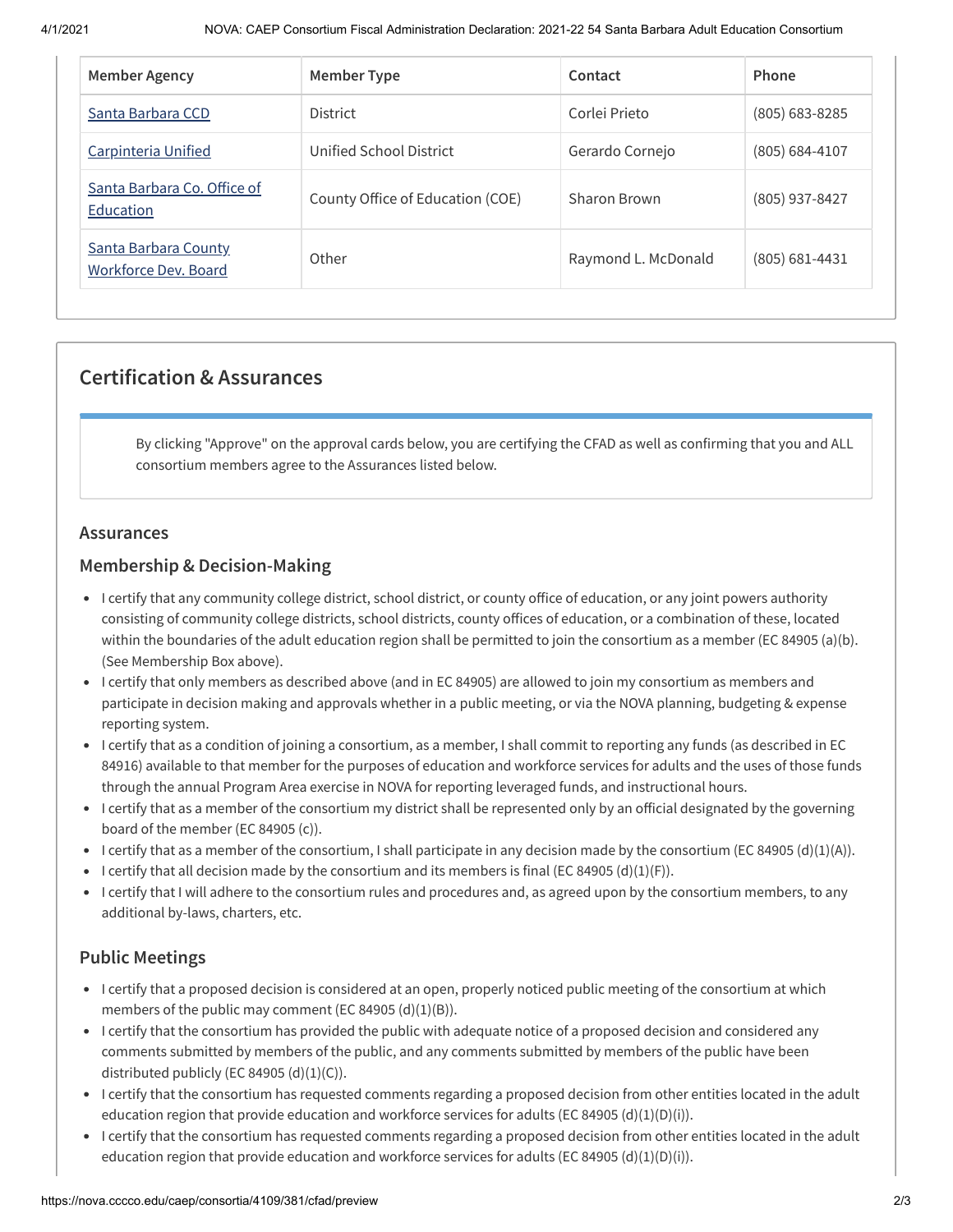| Member Agency | Member Type | Contact | Phone |
| --- | --- | --- | --- |
| Santa Barbara CCD | District | Corlei Prieto | (805) 683-8285 |
| Carpinteria Unified | Unified School District | Gerardo Cornejo | (805) 684-4107 |
| Santa Barbara Co. Office of Education | County Office of Education (COE) | Sharon Brown | (805) 937-8427 |
| Santa Barbara County Workforce Dev. Board | Other | Raymond L. McDonald | (805) 681-4431 |

## Certification & Assurances

By clicking "Approve" on the approval cards below, you are certifying the CFAD as well as confirming that you and ALL consortium members agree to the Assurances listed below.

### Assurances

### Membership & Decision-Making

- I certify that any community college district, school district, or county office of education, or any joint powers authority consisting of community college districts, school districts, county offices of education, or a combination of these, located within the boundaries of the adult education region shall be permitted to join the consortium as a member (EC 84905 (a)(b). (See Membership Box above).
- I certify that only members as described above (and in EC 84905) are allowed to join my consortium as members and participate in decision making and approvals whether in a public meeting, or via the NOVA planning, budgeting & expense reporting system.
- I certify that as a condition of joining a consortium, as a member, I shall commit to reporting any funds (as described in EC 84916) available to that member for the purposes of education and workforce services for adults and the uses of those funds through the annual Program Area exercise in NOVA for reporting leveraged funds, and instructional hours.
- I certify that as a member of the consortium my district shall be represented only by an official designated by the governing board of the member (EC 84905 (c)).
- I certify that as a member of the consortium, I shall participate in any decision made by the consortium (EC 84905 (d)(1)(A)).
- I certify that all decision made by the consortium and its members is final (EC 84905 (d)(1)(F)).
- I certify that I will adhere to the consortium rules and procedures and, as agreed upon by the consortium members, to any additional by-laws, charters, etc.

### Public Meetings

- I certify that a proposed decision is considered at an open, properly noticed public meeting of the consortium at which members of the public may comment (EC 84905 (d)(1)(B)).
- I certify that the consortium has provided the public with adequate notice of a proposed decision and considered any comments submitted by members of the public, and any comments submitted by members of the public have been distributed publicly (EC 84905 (d)(1)(C)).
- I certify that the consortium has requested comments regarding a proposed decision from other entities located in the adult education region that provide education and workforce services for adults (EC 84905 (d)(1)(D)(i)).
- I certify that the consortium has requested comments regarding a proposed decision from other entities located in the adult education region that provide education and workforce services for adults (EC 84905 (d)(1)(D)(i)).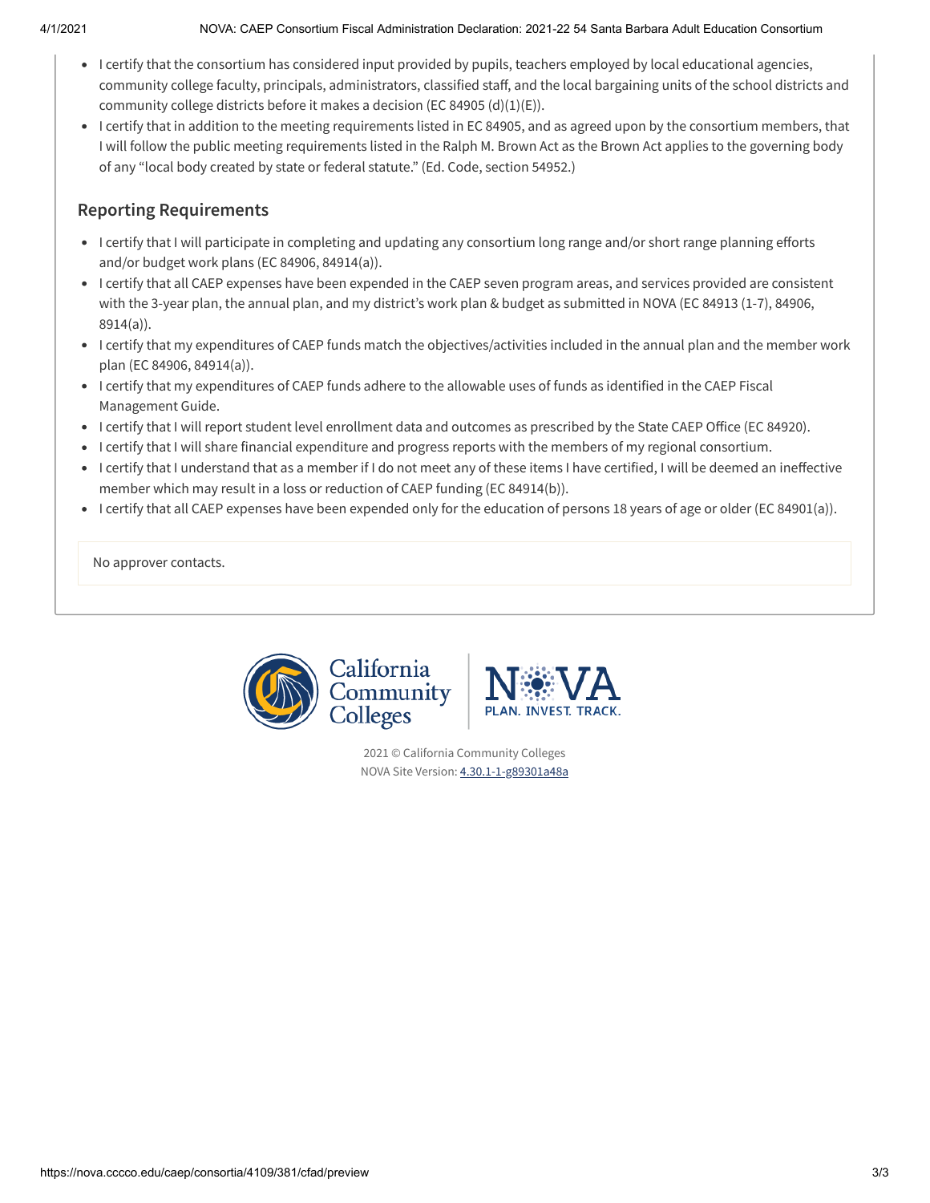- I certify that the consortium has considered input provided by pupils, teachers employed by local educational agencies, community college faculty, principals, administrators, classified staff, and the local bargaining units of the school districts and community college districts before it makes a decision (EC 84905 (d)(1)(E)).
- I certify that in addition to the meeting requirements listed in EC 84905, and as agreed upon by the consortium members, that I will follow the public meeting requirements listed in the Ralph M. Brown Act as the Brown Act applies to the governing body of any "local body created by state or federal statute." (Ed. Code, section 54952.)

## Reporting Requirements

- I certify that I will participate in completing and updating any consortium long range and/or short range planning efforts and/or budget work plans (EC 84906, 84914(a)).
- I certify that all CAEP expenses have been expended in the CAEP seven program areas, and services provided are consistent with the 3-year plan, the annual plan, and my district's work plan & budget as submitted in NOVA (EC 84913 (1-7), 84906, 8914(a)).
- I certify that my expenditures of CAEP funds match the objectives/activities included in the annual plan and the member work plan (EC 84906, 84914(a)).
- I certify that my expenditures of CAEP funds adhere to the allowable uses of funds as identified in the CAEP Fiscal Management Guide.
- I certify that I will report student level enrollment data and outcomes as prescribed by the State CAEP Office (EC 84920).
- I certify that I will share financial expenditure and progress reports with the members of my regional consortium.
- I certify that I understand that as a member if I do not meet any of these items I have certified, I will be deemed an ineffective member which may result in a loss or reduction of CAEP funding (EC 84914(b)).
- I certify that all CAEP expenses have been expended only for the education of persons 18 years of age or older (EC 84901(a)).

No approver contacts.

California Community Colleges

NOVA PLAN. INVEST. TRACK.

2021 © California Community Colleges
NOVA Site Version: 4.30.1-1-g89301a48a